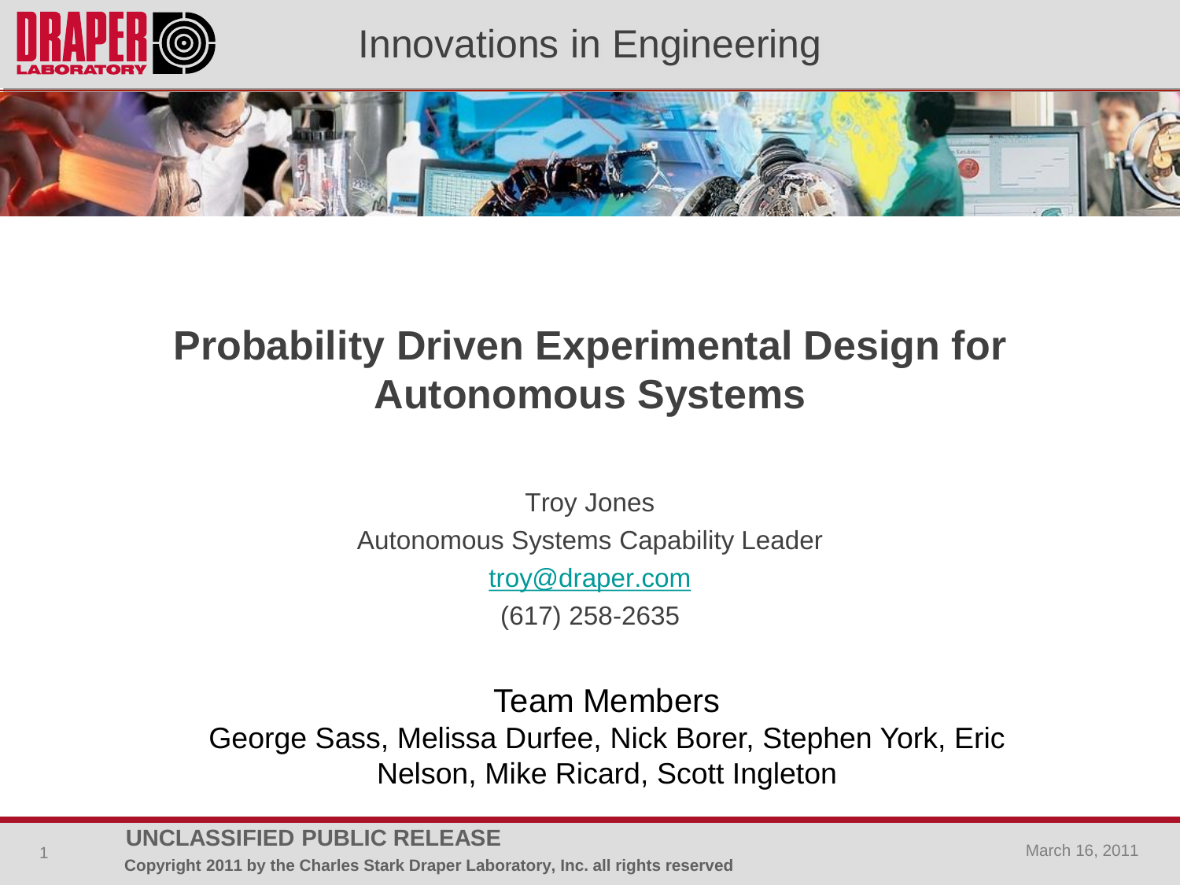# Probability Driven Experimental Design for Autonomous Systems

Troy Jones

Autonomous Systems Capability Leader

troy@draper.com

(617) 258-2635

## Team Members

George Sass, Melissa Durfee, Nick Borer, Stephen York, Eric Nelson, Mike Ricard, Scott Ingleton

UNCLASSIFIED PUBLIC RELEASE

Copyright 2011 by the Charles Stark Draper Laboratory, Inc. all rights reserved

March 16, 2011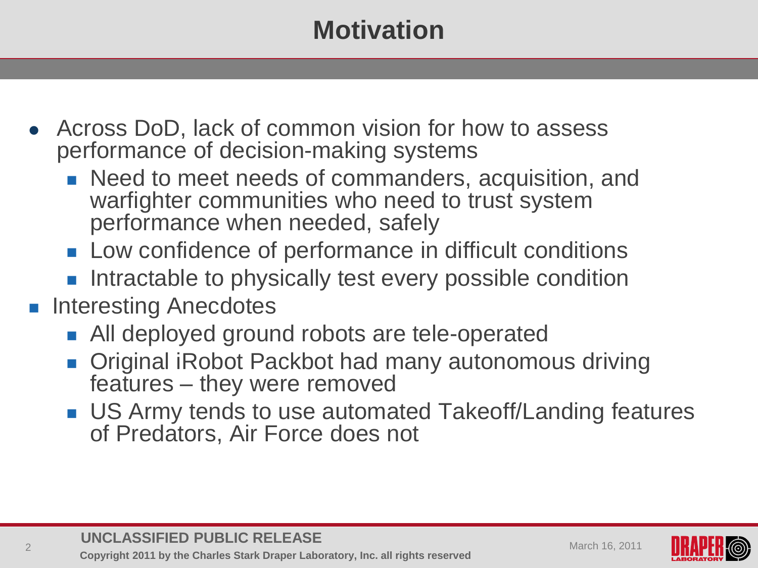# Motivation

- Across DoD, lack of common vision for how to assess performance of decision-making systems
  - Need to meet needs of commanders, acquisition, and warfighter communities who need to trust system performance when needed, safely
  - Low confidence of performance in difficult conditions
  - Intractable to physically test every possible condition
- Interesting Anecdotes
  - All deployed ground robots are tele-operated
  - Original iRobot Packbot had many autonomous driving features – they were removed
  - US Army tends to use automated Takeoff/Landing features of Predators, Air Force does not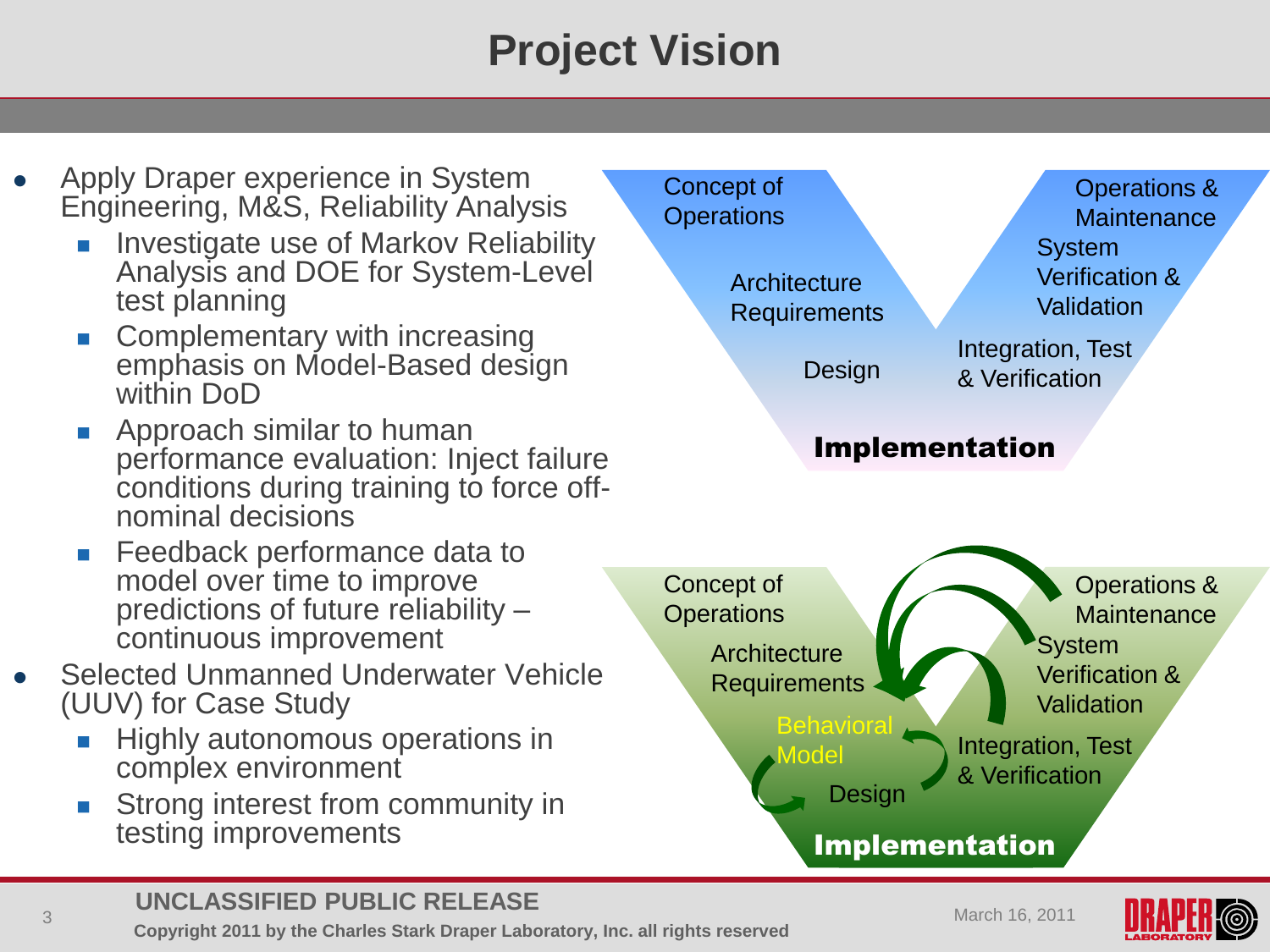# Project Vision

- Apply Draper experience in System Engineering, M&S, Reliability Analysis
  - Investigate use of Markov Reliability Analysis and DOE for System-Level test planning
  - Complementary with increasing emphasis on Model-Based design within DoD
  - Approach similar to human performance evaluation: Inject failure conditions during training to force off-nominal decisions
  - Feedback performance data to model over time to improve predictions of future reliability – continuous improvement
- Selected Unmanned Underwater Vehicle (UUV) for Case Study
  - Highly autonomous operations in complex environment
  - Strong interest from community in testing improvements

Concept of Operations

Architecture Requirements

Design

Implementation

Integration, Test & Verification

System Verification & Validation

Operations & Maintenance

Concept of Operations

Architecture Requirements

Behavioral Model

Design

Implementation

Integration, Test & Verification

System Verification & Validation

Operations & Maintenance

UNCLASSIFIED PUBLIC RELEASE

Copyright 2011 by the Charles Stark Draper Laboratory, Inc. all rights reserved

March 16, 2011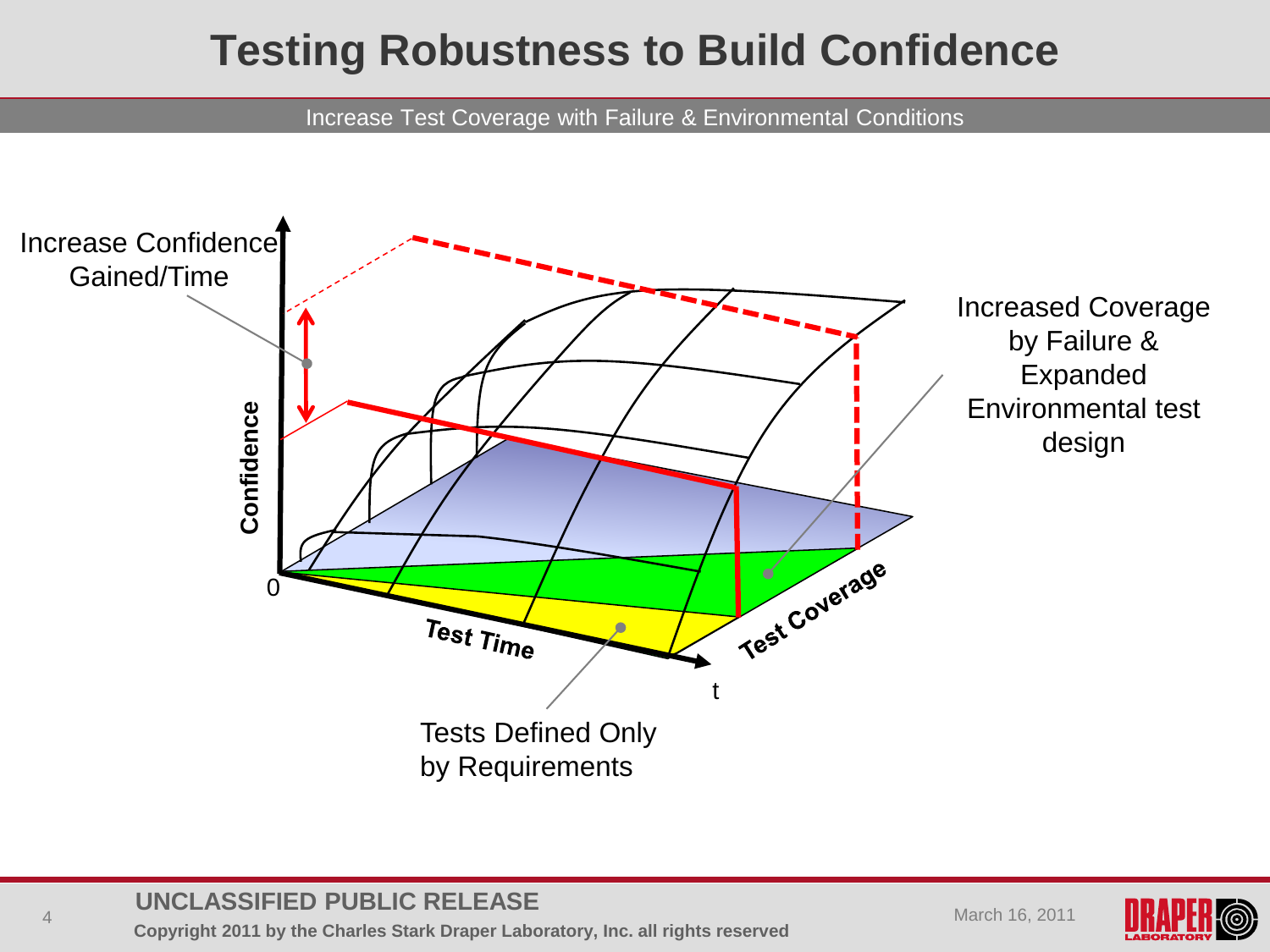# Testing Robustness to Build Confidence

Increase Test Coverage with Failure & Environmental Conditions

Increase Confidence Gained/Time

Confidence

0

Test Time

t

Test Coverage

Increased Coverage by Failure & Expanded Environmental test design

Tests Defined Only by Requirements

UNCLASSIFIED PUBLIC RELEASE

Copyright 2011 by the Charles Stark Draper Laboratory, Inc. all rights reserved

March 16, 2011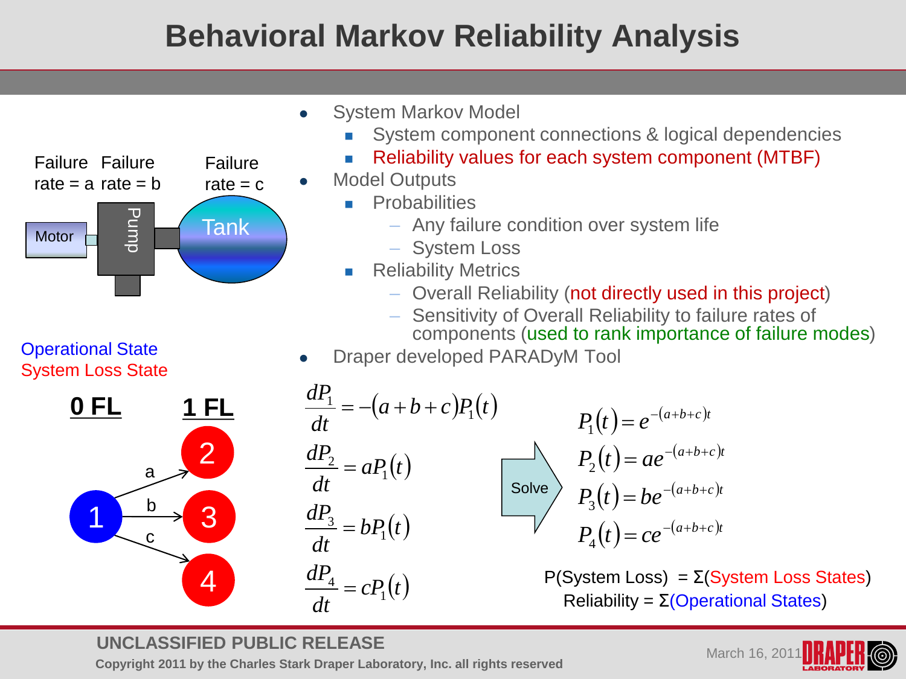# Behavioral Markov Reliability Analysis

Motor — Failure rate = a

Pump — Failure rate = b

Tank — Failure rate = c

Operational State

System Loss State

**0 FL** **1 FL**

1 → (a) → 2

1 → (b) → 3

1 → (c) → 4

- System Markov Model
  - System component connections & logical dependencies
  - Reliability values for each system component (MTBF)
- Model Outputs
  - Probabilities
    - Any failure condition over system life
    - System Loss
  - Reliability Metrics
    - Overall Reliability (not directly used in this project)
    - Sensitivity of Overall Reliability to failure rates of components (used to rank importance of failure modes)
- Draper developed PARADyM Tool

$$\frac{dP_1}{dt} = -(a+b+c)P_1(t)$$

$$\frac{dP_2}{dt} = aP_1(t)$$

$$\frac{dP_3}{dt} = bP_1(t)$$

$$\frac{dP_4}{dt} = cP_1(t)$$

Solve

$$P_1(t) = e^{-(a+b+c)t}$$

$$P_2(t) = ae^{-(a+b+c)t}$$

$$P_3(t) = be^{-(a+b+c)t}$$

$$P_4(t) = ce^{-(a+b+c)t}$$

P(System Loss) = Σ(System Loss States)

Reliability = Σ(Operational States)

UNCLASSIFIED PUBLIC RELEASE

Copyright 2011 by the Charles Stark Draper Laboratory, Inc. all rights reserved

March 16, 2011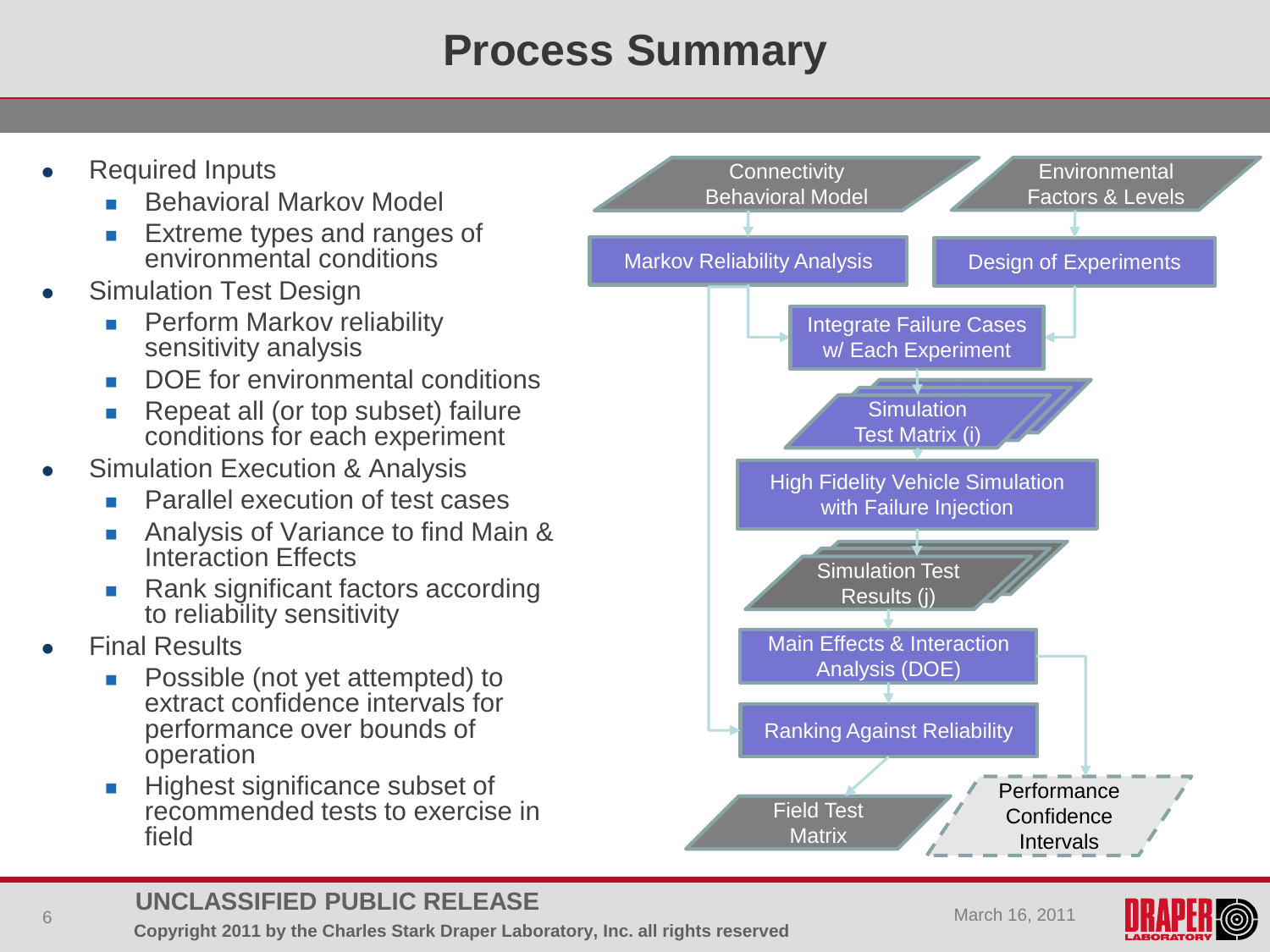# Process Summary

- Required Inputs
  - Behavioral Markov Model
  - Extreme types and ranges of environmental conditions
- Simulation Test Design
  - Perform Markov reliability sensitivity analysis
  - DOE for environmental conditions
  - Repeat all (or top subset) failure conditions for each experiment
- Simulation Execution & Analysis
  - Parallel execution of test cases
  - Analysis of Variance to find Main & Interaction Effects
  - Rank significant factors according to reliability sensitivity
- Final Results
  - Possible (not yet attempted) to extract confidence intervals for performance over bounds of operation
  - Highest significance subset of recommended tests to exercise in field

Connectivity Behavioral Model → Markov Reliability Analysis

Environmental Factors & Levels → Design of Experiments

Markov Reliability Analysis + Design of Experiments → Integrate Failure Cases w/ Each Experiment

Integrate Failure Cases w/ Each Experiment → Simulation Test Matrix (i)

Simulation Test Matrix (i) → High Fidelity Vehicle Simulation with Failure Injection

High Fidelity Vehicle Simulation with Failure Injection → Simulation Test Results (j)

Simulation Test Results (j) → Main Effects & Interaction Analysis (DOE)

Main Effects & Interaction Analysis (DOE) + Markov Reliability Analysis → Ranking Against Reliability

Ranking Against Reliability → Field Test Matrix

Main Effects & Interaction Analysis (DOE) → Performance Confidence Intervals

UNCLASSIFIED PUBLIC RELEASE

Copyright 2011 by the Charles Stark Draper Laboratory, Inc. all rights reserved

March 16, 2011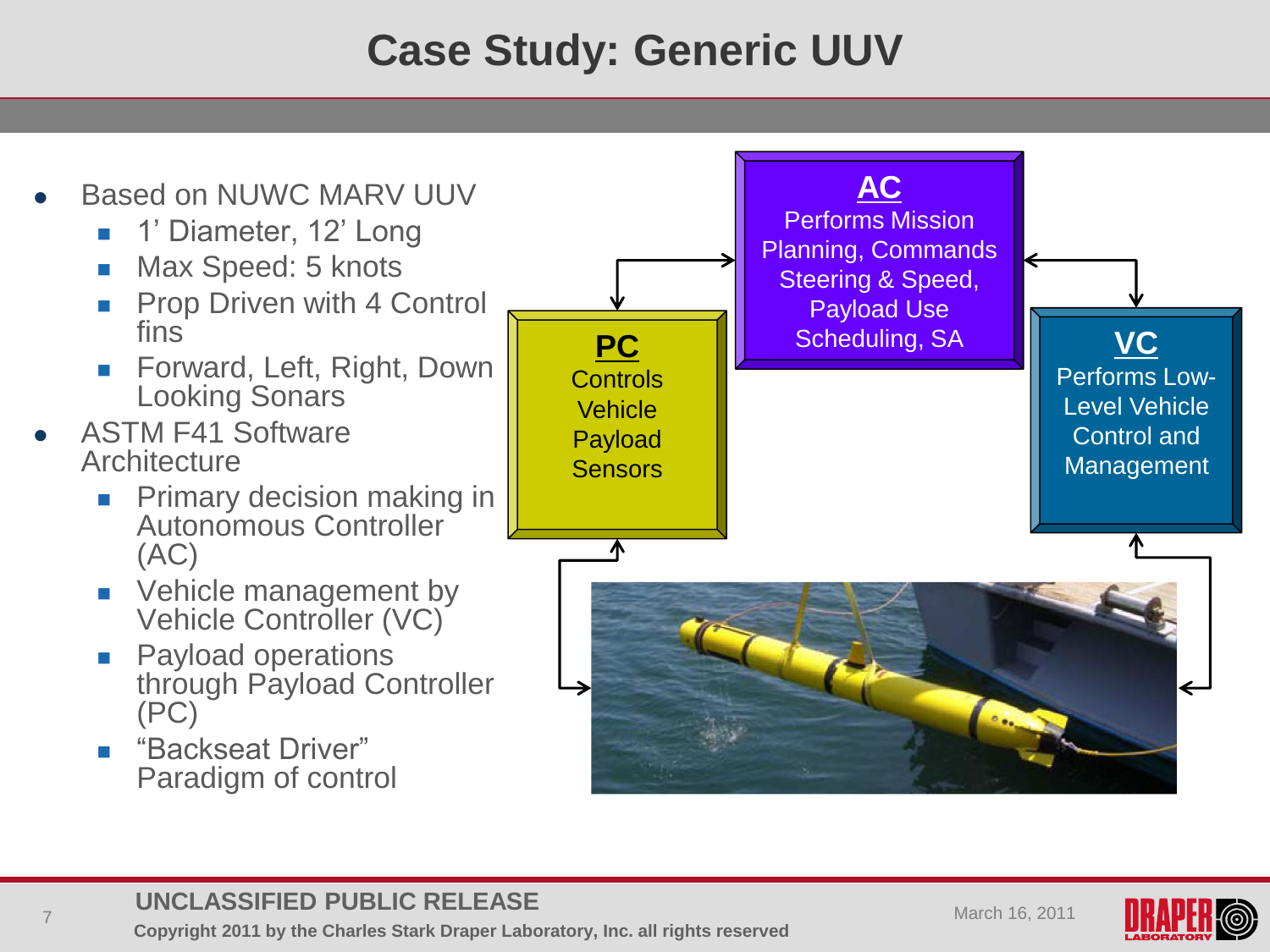# Case Study: Generic UUV

- Based on NUWC MARV UUV
  - 1' Diameter, 12' Long
  - Max Speed: 5 knots
  - Prop Driven with 4 Control fins
  - Forward, Left, Right, Down Looking Sonars
- ASTM F41 Software Architecture
  - Primary decision making in Autonomous Controller (AC)
  - Vehicle management by Vehicle Controller (VC)
  - Payload operations through Payload Controller (PC)
  - "Backseat Driver" Paradigm of control

**AC**
Performs Mission Planning, Commands Steering & Speed, Payload Use Scheduling, SA

**PC**
Controls Vehicle Payload Sensors

**VC**
Performs Low-Level Vehicle Control and Management

UNCLASSIFIED PUBLIC RELEASE

Copyright 2011 by the Charles Stark Draper Laboratory, Inc. all rights reserved

March 16, 2011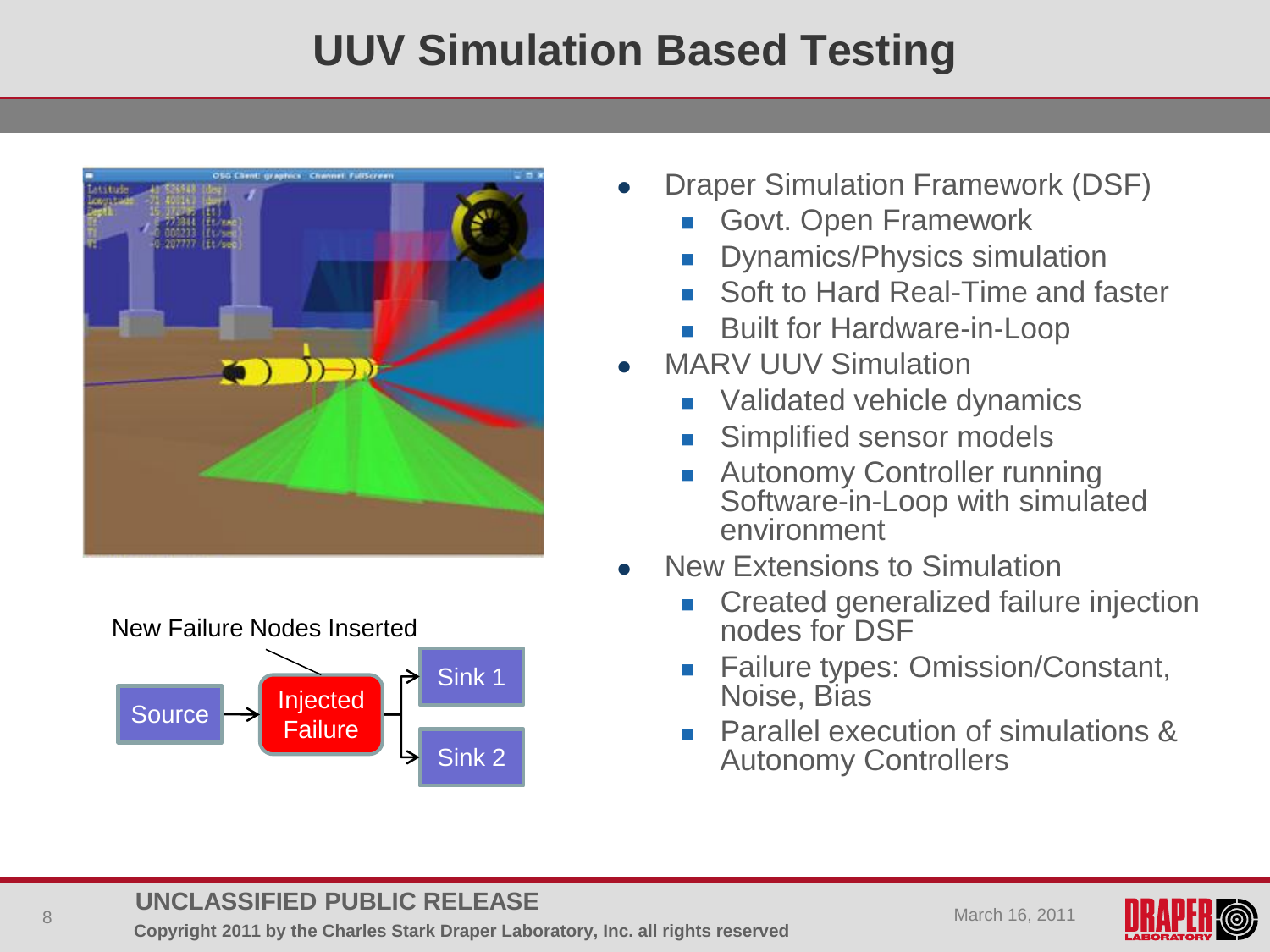# UUV Simulation Based Testing

New Failure Nodes Inserted

Source → Injected Failure → Sink 1, Sink 2

- Draper Simulation Framework (DSF)
  - Govt. Open Framework
  - Dynamics/Physics simulation
  - Soft to Hard Real-Time and faster
  - Built for Hardware-in-Loop
- MARV UUV Simulation
  - Validated vehicle dynamics
  - Simplified sensor models
  - Autonomy Controller running Software-in-Loop with simulated environment
- New Extensions to Simulation
  - Created generalized failure injection nodes for DSF
  - Failure types: Omission/Constant, Noise, Bias
  - Parallel execution of simulations & Autonomy Controllers

**UNCLASSIFIED PUBLIC RELEASE**

**Copyright 2011 by the Charles Stark Draper Laboratory, Inc. all rights reserved**

March 16, 2011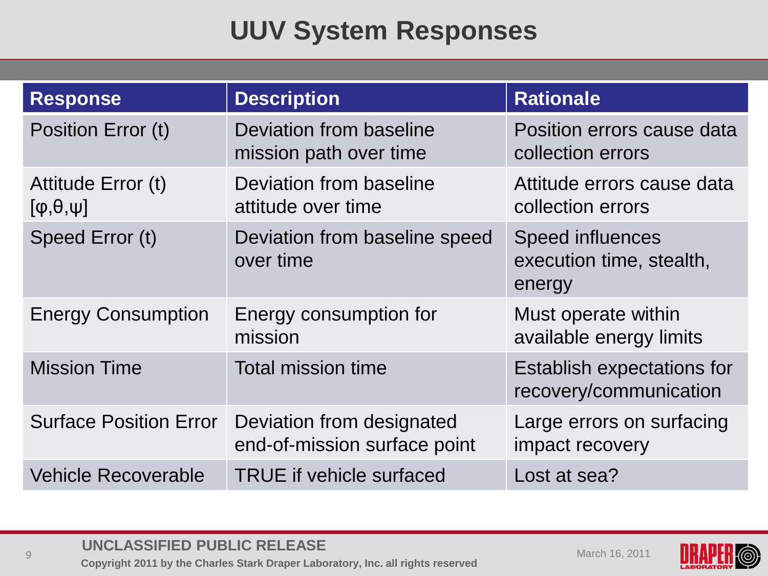# UUV System Responses

| Response | Description | Rationale |
| --- | --- | --- |
| Position Error (t) | Deviation from baseline mission path over time | Position errors cause data collection errors |
| Attitude Error (t) [$\phi, \theta, \psi$] | Deviation from baseline attitude over time | Attitude errors cause data collection errors |
| Speed Error (t) | Deviation from baseline speed over time | Speed influences execution time, stealth, energy |
| Energy Consumption | Energy consumption for mission | Must operate within available energy limits |
| Mission Time | Total mission time | Establish expectations for recovery/communication |
| Surface Position Error | Deviation from designated end-of-mission surface point | Large errors on surfacing impact recovery |
| Vehicle Recoverable | TRUE if vehicle surfaced | Lost at sea? |

**UNCLASSIFIED PUBLIC RELEASE**

**Copyright 2011 by the Charles Stark Draper Laboratory, Inc. all rights reserved**

March 16, 2011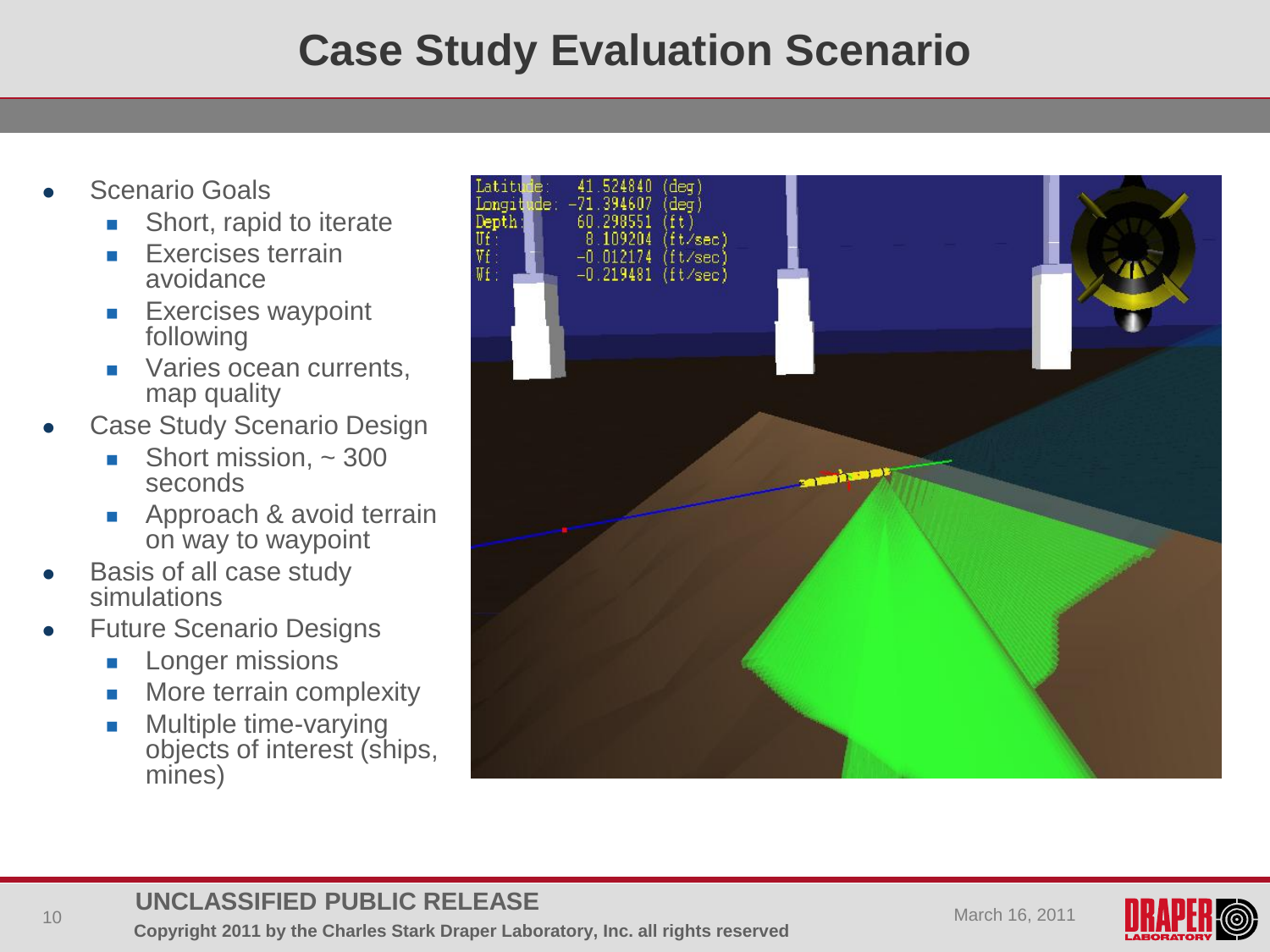# Case Study Evaluation Scenario

- Scenario Goals
  - Short, rapid to iterate
  - Exercises terrain avoidance
  - Exercises waypoint following
  - Varies ocean currents, map quality
- Case Study Scenario Design
  - Short mission, ~ 300 seconds
  - Approach & avoid terrain on way to waypoint
- Basis of all case study simulations
- Future Scenario Designs
  - Longer missions
  - More terrain complexity
  - Multiple time-varying objects of interest (ships, mines)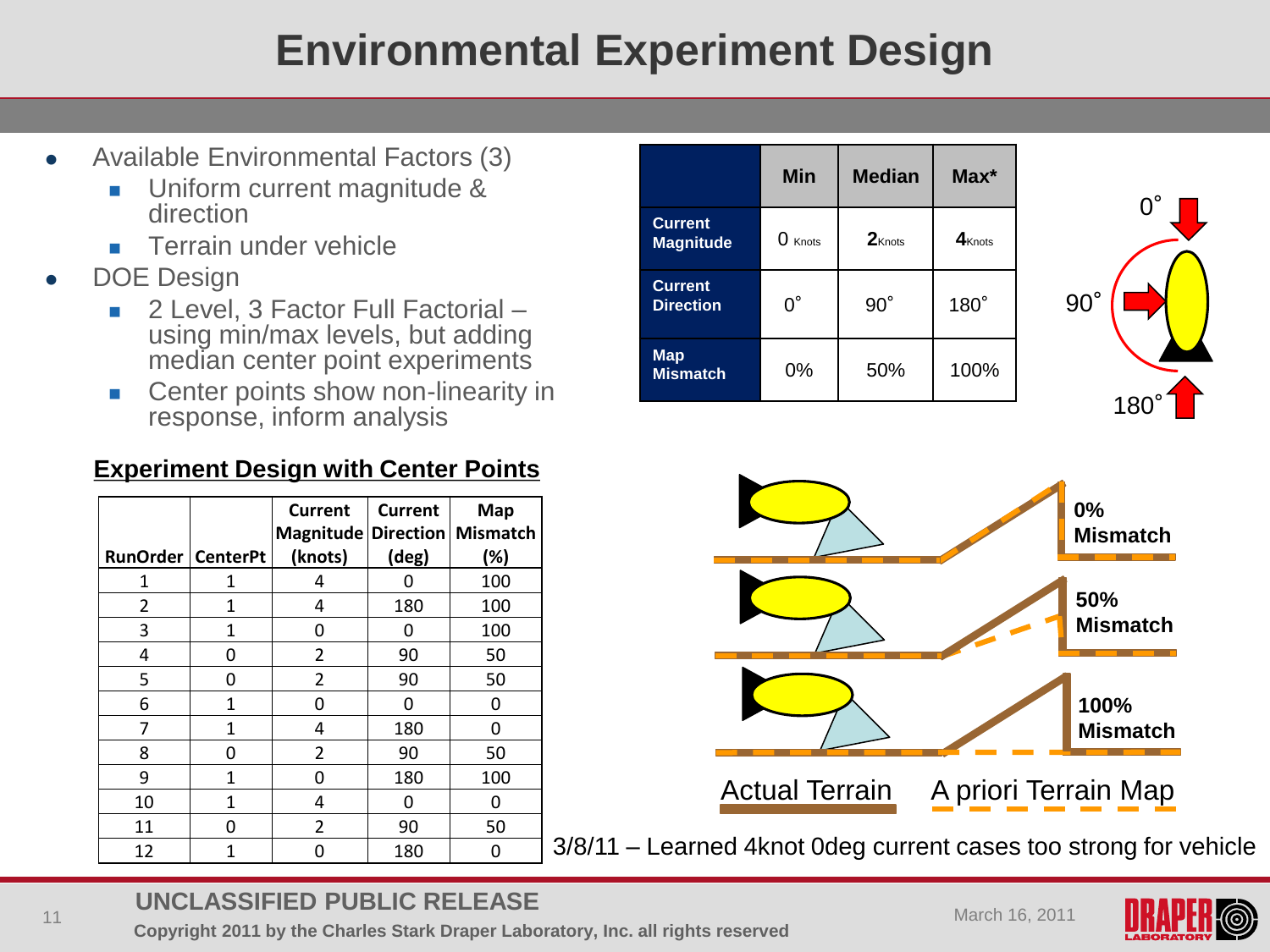# Environmental Experiment Design

- Available Environmental Factors (3)
  - Uniform current magnitude & direction
  - Terrain under vehicle
- DOE Design
  - 2 Level, 3 Factor Full Factorial – using min/max levels, but adding median center point experiments
  - Center points show non-linearity in response, inform analysis

| | Min | Median | Max* |
|---|---|---|---|
| **Current Magnitude** | 0 Knots | **2** Knots | **4** Knots |
| **Current Direction** | 0˚ | 90˚ | 180˚ |
| **Map Mismatch** | 0% | 50% | 100% |

0˚ 90˚ 180˚

**Experiment Design with Center Points**

| RunOrder | CenterPt | Current Magnitude (knots) | Current Direction (deg) | Map Mismatch (%) |
|---|---|---|---|---|
| 1 | 1 | 4 | 0 | 100 |
| 2 | 1 | 4 | 180 | 100 |
| 3 | 1 | 0 | 0 | 100 |
| 4 | 0 | 2 | 90 | 50 |
| 5 | 0 | 2 | 90 | 50 |
| 6 | 1 | 0 | 0 | 0 |
| 7 | 1 | 4 | 180 | 0 |
| 8 | 0 | 2 | 90 | 50 |
| 9 | 1 | 0 | 180 | 100 |
| 10 | 1 | 4 | 0 | 0 |
| 11 | 0 | 2 | 90 | 50 |
| 12 | 1 | 0 | 180 | 0 |

**0% Mismatch**

**50% Mismatch**

**100% Mismatch**

Actual Terrain A priori Terrain Map

3/8/11 – Learned 4knot 0deg current cases too strong for vehicle

**UNCLASSIFIED PUBLIC RELEASE**

**Copyright 2011 by the Charles Stark Draper Laboratory, Inc. all rights reserved**

March 16, 2011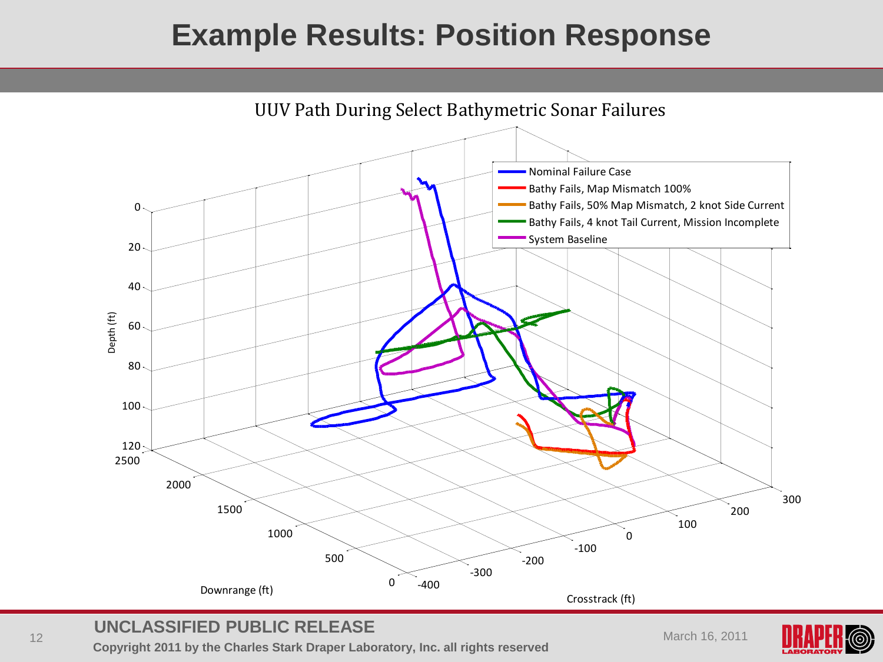# Example Results: Position Response

UUV Path During Select Bathymetric Sonar Failures

- Nominal Failure Case
- Bathy Fails, Map Mismatch 100%
- Bathy Fails, 50% Map Mismatch, 2 knot Side Current
- Bathy Fails, 4 knot Tail Current, Mission Incomplete
- System Baseline

Depth (ft): 0, 20, 40, 60, 80, 100, 120

Downrange (ft): 0, 500, 1000, 1500, 2000, 2500

Crosstrack (ft): -400, -300, -200, -100, 0, 100, 200, 300

UNCLASSIFIED PUBLIC RELEASE

Copyright 2011 by the Charles Stark Draper Laboratory, Inc. all rights reserved

March 16, 2011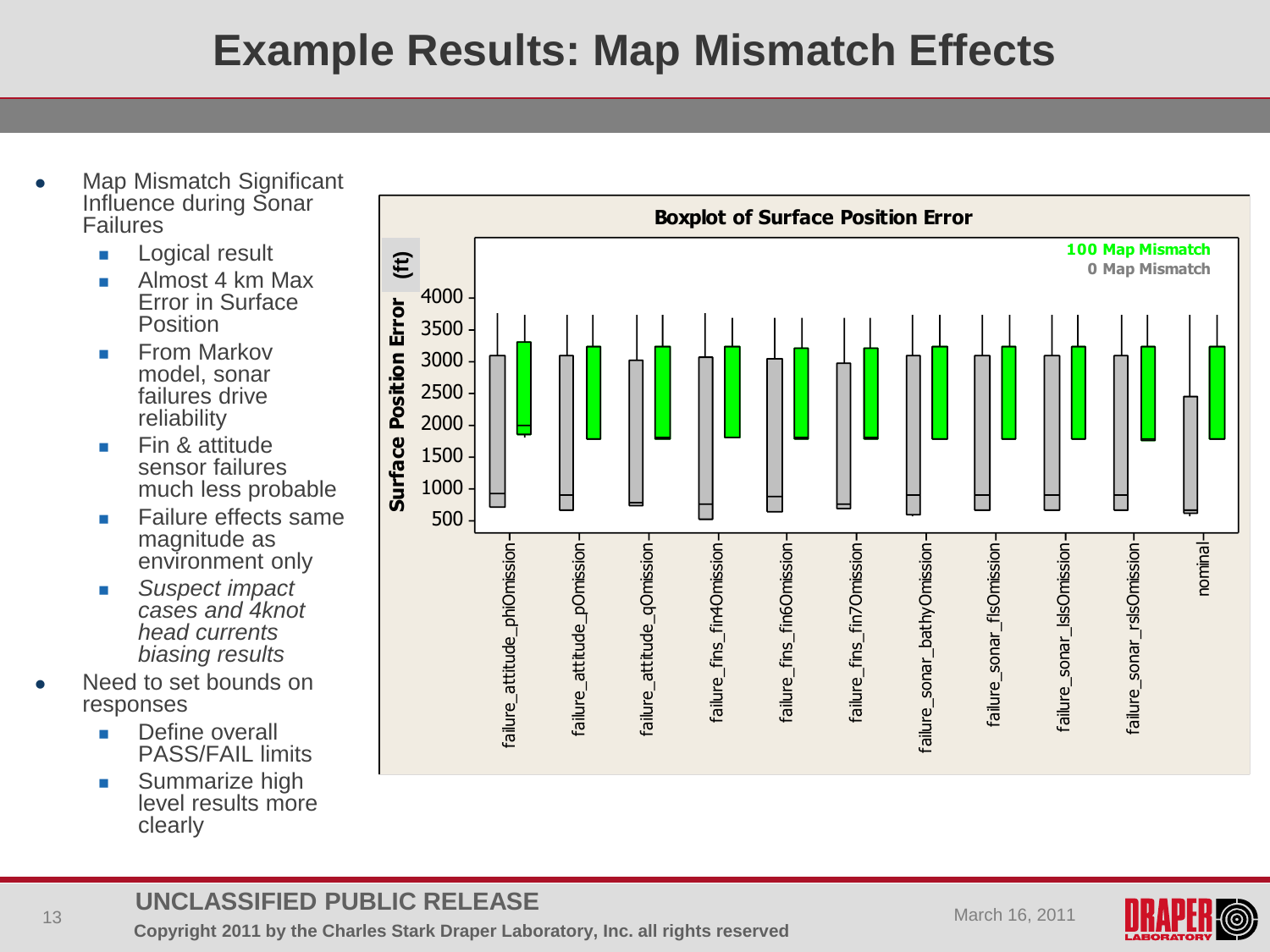# Example Results: Map Mismatch Effects

- Map Mismatch Significant Influence during Sonar Failures
  - Logical result
  - Almost 4 km Max Error in Surface Position
  - From Markov model, sonar failures drive reliability
  - Fin & attitude sensor failures much less probable
  - Failure effects same magnitude as environment only
  - *Suspect impact cases and 4knot head currents biasing results*
- Need to set bounds on responses
  - Define overall PASS/FAIL limits
  - Summarize high level results more clearly

**Boxplot of Surface Position Error**

Legend: 100 Map Mismatch; 0 Map Mismatch

Y-axis: Surface Position Error (ft) — 500, 1000, 1500, 2000, 2500, 3000, 3500, 4000

X-axis categories: failure_attitude_phiOmission, failure_attitude_pOmission, failure_attitude_qOmission, failure_fins_fin4Omission, failure_fins_fin6Omission, failure_fins_fin7Omission, failure_sonar_bathyOmission, failure_sonar_flsOmission, failure_sonar_lslsOmission, failure_sonar_rslsOmission, nominal

**UNCLASSIFIED PUBLIC RELEASE**

**Copyright 2011 by the Charles Stark Draper Laboratory, Inc. all rights reserved**

March 16, 2011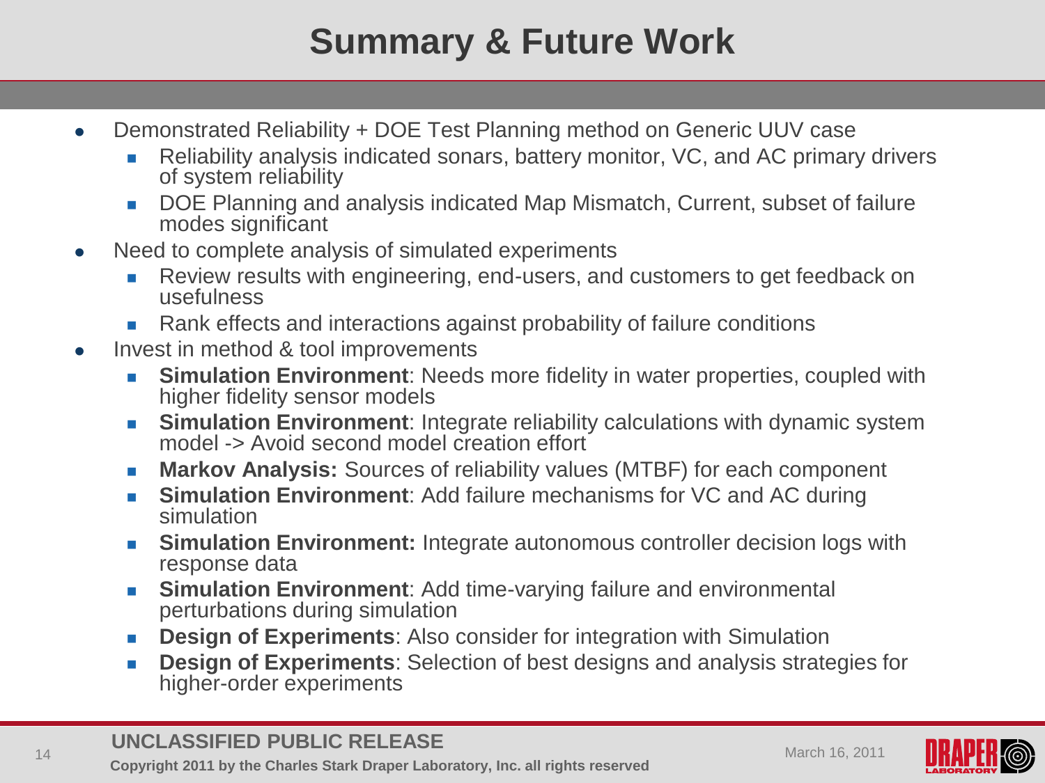# Summary & Future Work

- Demonstrated Reliability + DOE Test Planning method on Generic UUV case
  - Reliability analysis indicated sonars, battery monitor, VC, and AC primary drivers of system reliability
  - DOE Planning and analysis indicated Map Mismatch, Current, subset of failure modes significant
- Need to complete analysis of simulated experiments
  - Review results with engineering, end-users, and customers to get feedback on usefulness
  - Rank effects and interactions against probability of failure conditions
- Invest in method & tool improvements
  - **Simulation Environment**: Needs more fidelity in water properties, coupled with higher fidelity sensor models
  - **Simulation Environment**: Integrate reliability calculations with dynamic system model -> Avoid second model creation effort
  - **Markov Analysis:** Sources of reliability values (MTBF) for each component
  - **Simulation Environment**: Add failure mechanisms for VC and AC during simulation
  - **Simulation Environment:** Integrate autonomous controller decision logs with response data
  - **Simulation Environment**: Add time-varying failure and environmental perturbations during simulation
  - **Design of Experiments**: Also consider for integration with Simulation
  - **Design of Experiments**: Selection of best designs and analysis strategies for higher-order experiments

UNCLASSIFIED PUBLIC RELEASE

Copyright 2011 by the Charles Stark Draper Laboratory, Inc. all rights reserved

March 16, 2011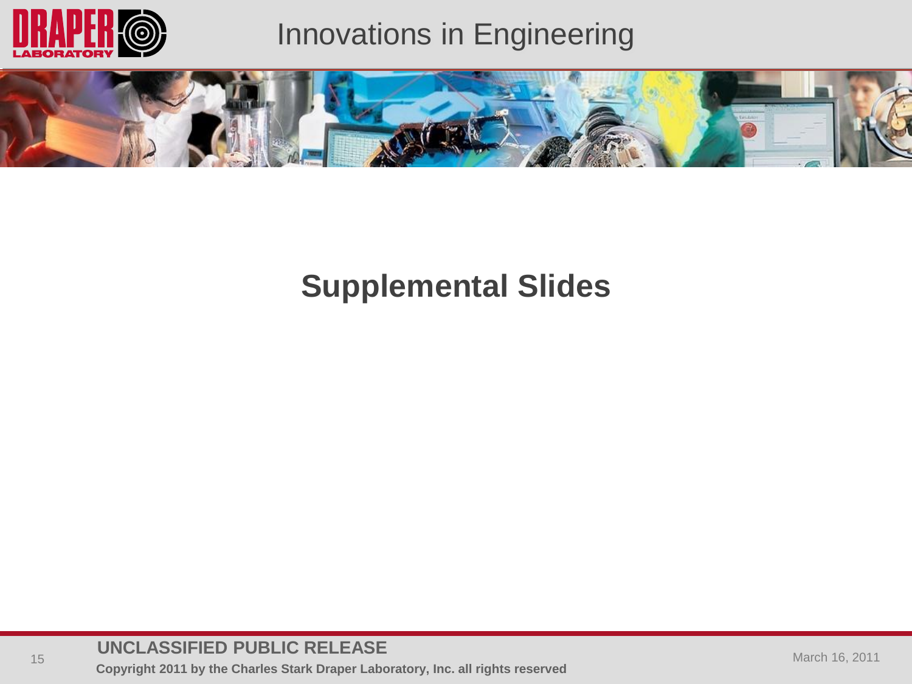# Supplemental Slides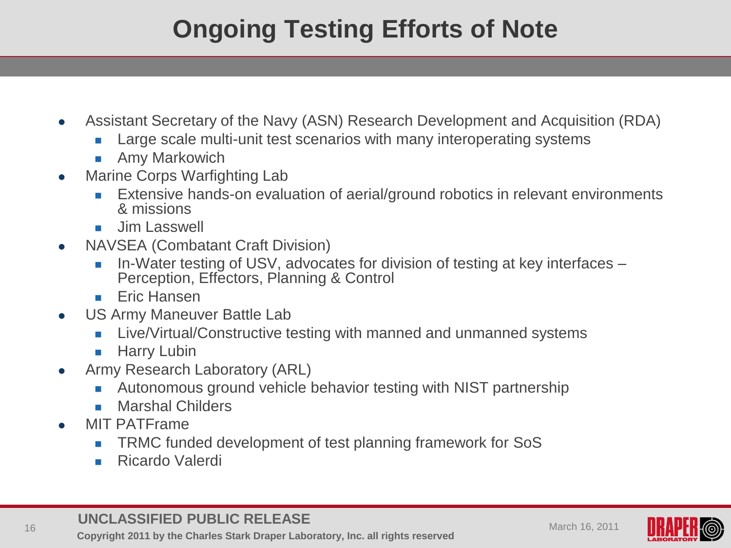# Ongoing Testing Efforts of Note

- Assistant Secretary of the Navy (ASN) Research Development and Acquisition (RDA)
  - Large scale multi-unit test scenarios with many interoperating systems
  - Amy Markowich
- Marine Corps Warfighting Lab
  - Extensive hands-on evaluation of aerial/ground robotics in relevant environments & missions
  - Jim Lasswell
- NAVSEA (Combatant Craft Division)
  - In-Water testing of USV, advocates for division of testing at key interfaces – Perception, Effectors, Planning & Control
  - Eric Hansen
- US Army Maneuver Battle Lab
  - Live/Virtual/Constructive testing with manned and unmanned systems
  - Harry Lubin
- Army Research Laboratory (ARL)
  - Autonomous ground vehicle behavior testing with NIST partnership
  - Marshal Childers
- MIT PATFrame
  - TRMC funded development of test planning framework for SoS
  - Ricardo Valerdi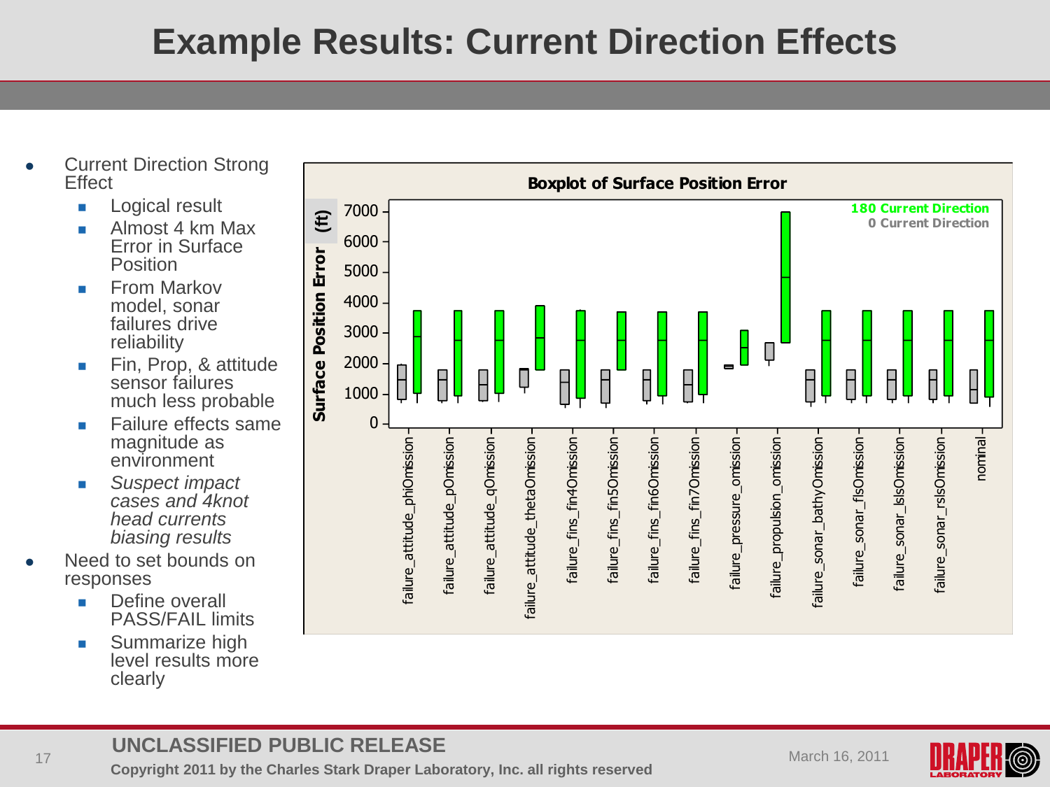# Example Results: Current Direction Effects

- Current Direction Strong Effect
  - Logical result
  - Almost 4 km Max Error in Surface Position
  - From Markov model, sonar failures drive reliability
  - Fin, Prop, & attitude sensor failures much less probable
  - Failure effects same magnitude as environment
  - *Suspect impact cases and 4knot head currents biasing results*
- Need to set bounds on responses
  - Define overall PASS/FAIL limits
  - Summarize high level results more clearly

**Boxplot of Surface Position Error**

Surface Position Error (ft): 0, 1000, 2000, 3000, 4000, 5000, 6000, 7000

180 Current Direction
0 Current Direction

failure_attitude_phiOmission, failure_attitude_pOmission, failure_attitude_qOmission, failure_attitude_thetaOmission, failure_fins_fin4Omission, failure_fins_fin5Omission, failure_fins_fin6Omission, failure_fins_fin7Omission, failure_pressure_omission, failure_propulsion_omission, failure_sonar_bathyOmission, failure_sonar_flsOmission, failure_sonar_lslsOmission, failure_sonar_rslsOmission, nominal

UNCLASSIFIED PUBLIC RELEASE

Copyright 2011 by the Charles Stark Draper Laboratory, Inc. all rights reserved

March 16, 2011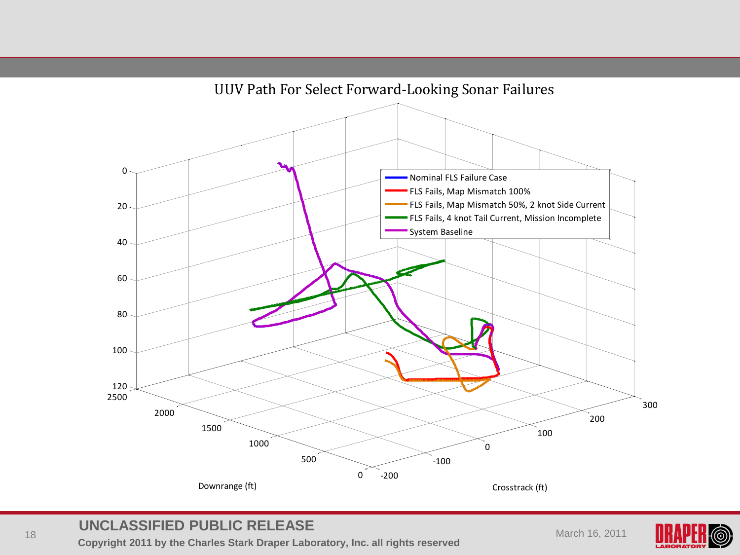UUV Path For Select Forward-Looking Sonar Failures

Nominal FLS Failure Case
FLS Fails, Map Mismatch 100%
FLS Fails, Map Mismatch 50%, 2 knot Side Current
FLS Fails, 4 knot Tail Current, Mission Incomplete
System Baseline

0
20
40
60
80
100
120

2500
2000
1500
1000
500
0

Downrange (ft)

-200
-100
0
100
200
300

Crosstrack (ft)

**UNCLASSIFIED PUBLIC RELEASE**

**Copyright 2011 by the Charles Stark Draper Laboratory, Inc. all rights reserved**

March 16, 2011